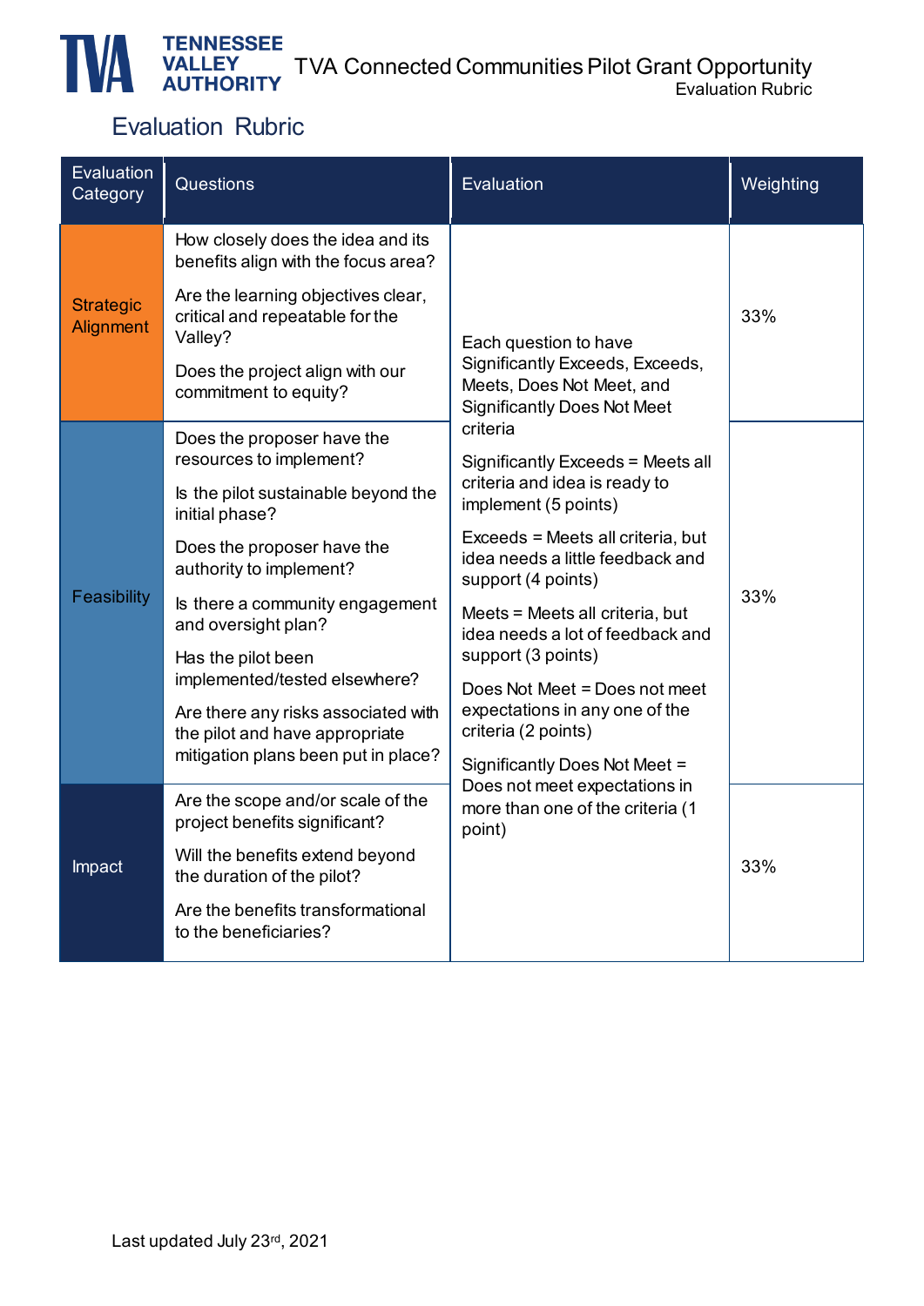# TVA Connected Communities Pilot Grant Opportunity

## Evaluation Rubric

| Evaluation Category | Questions | Evaluation | Weighting |
| --- | --- | --- | --- |
| Strategic Alignment | How closely does the idea and its benefits align with the focus area?<br><br>Are the learning objectives clear, critical and repeatable for the Valley?<br><br>Does the project align with our commitment to equity? | Each question to have Significantly Exceeds, Exceeds, Meets, Does Not Meet, and Significantly Does Not Meet criteria<br><br>Significantly Exceeds = Meets all criteria and idea is ready to implement (5 points)<br><br>Exceeds = Meets all criteria, but idea needs a little feedback and support (4 points)<br><br>Meets = Meets all criteria, but idea needs a lot of feedback and support (3 points)<br><br>Does Not Meet = Does not meet expectations in any one of the criteria (2 points)<br><br>Significantly Does Not Meet = Does not meet expectations in more than one of the criteria (1 point) | 33% |
| Feasibility | Does the proposer have the resources to implement?<br><br>Is the pilot sustainable beyond the initial phase?<br><br>Does the proposer have the authority to implement?<br><br>Is there a community engagement and oversight plan?<br><br>Has the pilot been implemented/tested elsewhere?<br><br>Are there any risks associated with the pilot and have appropriate mitigation plans been put in place? | | 33% |
| Impact | Are the scope and/or scale of the project benefits significant?<br><br>Will the benefits extend beyond the duration of the pilot?<br><br>Are the benefits transformational to the beneficiaries? | | 33% |

Last updated July 23rd, 2021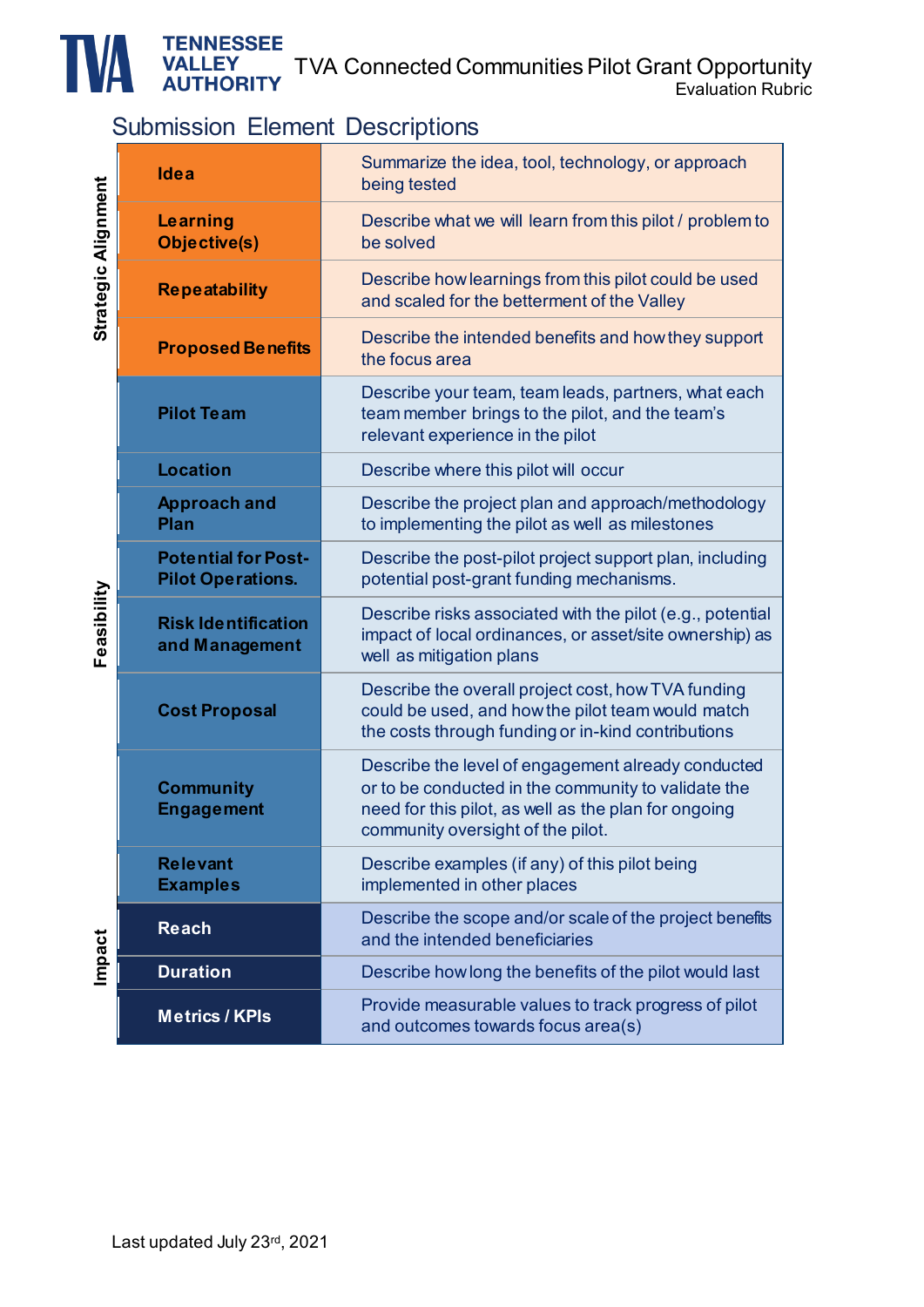## Submission Element Descriptions

| Category | Element | Description |
|---|---|---|
| Strategic Alignment | **Idea** | Summarize the idea, tool, technology, or approach being tested |
| | **Learning Objective(s)** | Describe what we will learn from this pilot / problem to be solved |
| | **Repeatability** | Describe how learnings from this pilot could be used and scaled for the betterment of the Valley |
| | **Proposed Benefits** | Describe the intended benefits and how they support the focus area |
| Feasibility | **Pilot Team** | Describe your team, team leads, partners, what each team member brings to the pilot, and the team's relevant experience in the pilot |
| | **Location** | Describe where this pilot will occur |
| | **Approach and Plan** | Describe the project plan and approach/methodology to implementing the pilot as well as milestones |
| | **Potential for Post-Pilot Operations.** | Describe the post-pilot project support plan, including potential post-grant funding mechanisms. |
| | **Risk Identification and Management** | Describe risks associated with the pilot (e.g., potential impact of local ordinances, or asset/site ownership) as well as mitigation plans |
| | **Cost Proposal** | Describe the overall project cost, how TVA funding could be used, and how the pilot team would match the costs through funding or in-kind contributions |
| | **Community Engagement** | Describe the level of engagement already conducted or to be conducted in the community to validate the need for this pilot, as well as the plan for ongoing community oversight of the pilot. |
| | **Relevant Examples** | Describe examples (if any) of this pilot being implemented in other places |
| Impact | **Reach** | Describe the scope and/or scale of the project benefits and the intended beneficiaries |
| | **Duration** | Describe how long the benefits of the pilot would last |
| | **Metrics / KPIs** | Provide measurable values to track progress of pilot and outcomes towards focus area(s) |

Last updated July 23rd, 2021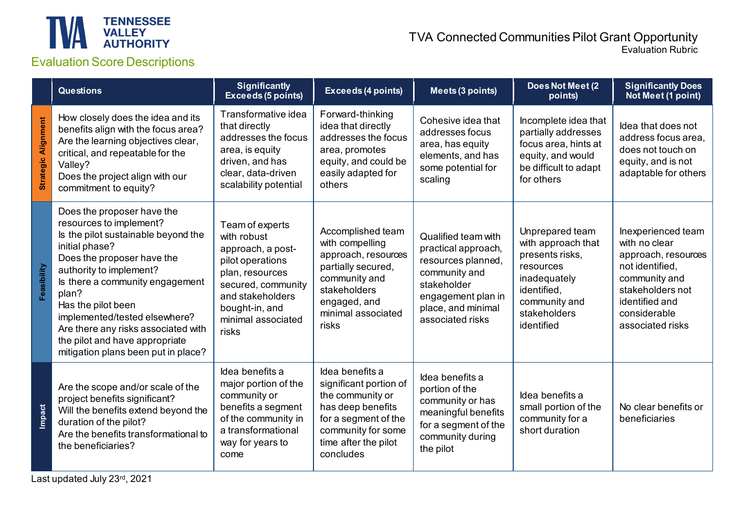TENNESSEE VALLEY AUTHORITY

# Evaluation Score Descriptions

TVA Connected Communities Pilot Grant Opportunity
Evaluation Rubric

| | Questions | Significantly Exceeds (5 points) | Exceeds (4 points) | Meets (3 points) | Does Not Meet (2 points) | Significantly Does Not Meet (1 point) |
|---|---|---|---|---|---|---|
| **Strategic Alignment** | How closely does the idea and its benefits align with the focus area? Are the learning objectives clear, critical, and repeatable for the Valley? Does the project align with our commitment to equity? | Transformative idea that directly addresses the focus area, is equity driven, and has clear, data-driven scalability potential | Forward-thinking idea that directly addresses the focus area, promotes equity, and could be easily adapted for others | Cohesive idea that addresses focus area, has equity elements, and has some potential for scaling | Incomplete idea that partially addresses focus area, hints at equity, and would be difficult to adapt for others | Idea that does not address focus area, does not touch on equity, and is not adaptable for others |
| **Feasibility** | Does the proposer have the resources to implement? Is the pilot sustainable beyond the initial phase? Does the proposer have the authority to implement? Is there a community engagement plan? Has the pilot been implemented/tested elsewhere? Are there any risks associated with the pilot and have appropriate mitigation plans been put in place? | Team of experts with robust approach, a post-pilot operations plan, resources secured, community and stakeholders bought-in, and minimal associated risks | Accomplished team with compelling approach, resources partially secured, community and stakeholders engaged, and minimal associated risks | Qualified team with practical approach, resources planned, community and stakeholder engagement plan in place, and minimal associated risks | Unprepared team with approach that presents risks, resources inadequately identified, community and stakeholders identified | Inexperienced team with no clear approach, resources not identified, community and stakeholders not identified and considerable associated risks |
| **Impact** | Are the scope and/or scale of the project benefits significant? Will the benefits extend beyond the duration of the pilot? Are the benefits transformational to the beneficiaries? | Idea benefits a major portion of the community or benefits a segment of the community in a transformational way for years to come | Idea benefits a significant portion of the community or has deep benefits for a segment of the community for some time after the pilot concludes | Idea benefits a portion of the community or has meaningful benefits for a segment of the community during the pilot | Idea benefits a small portion of the community for a short duration | No clear benefits or beneficiaries |

Last updated July 23rd, 2021